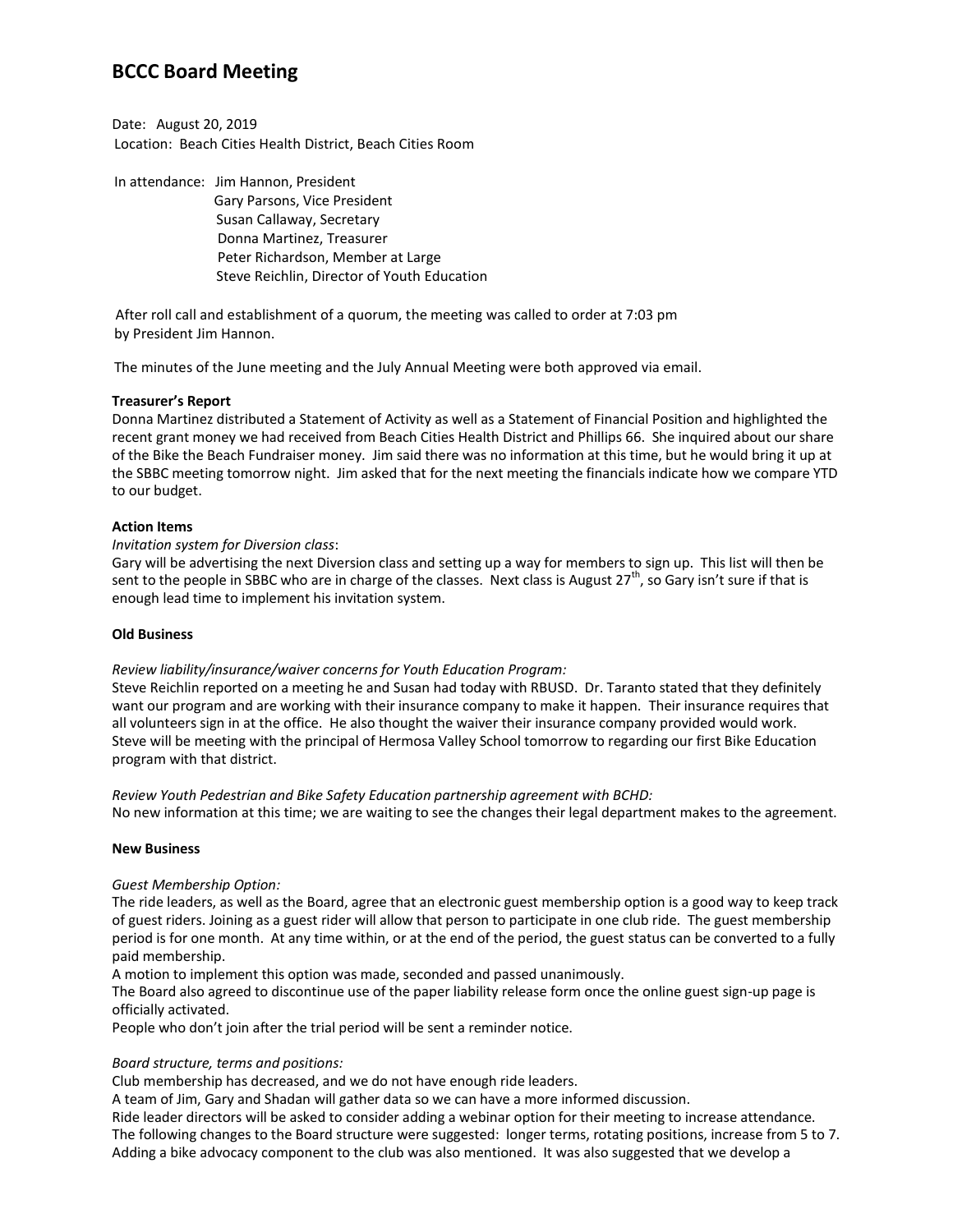# BCCC Board Meeting

Date: August 20, 2019
Location: Beach Cities Health District, Beach Cities Room

In attendance: Jim Hannon, President
Gary Parsons, Vice President
Susan Callaway, Secretary
Donna Martinez, Treasurer
Peter Richardson, Member at Large
Steve Reichlin, Director of Youth Education

After roll call and establishment of a quorum, the meeting was called to order at 7:03 pm by President Jim Hannon.

The minutes of the June meeting and the July Annual Meeting were both approved via email.

**Treasurer's Report**

Donna Martinez distributed a Statement of Activity as well as a Statement of Financial Position and highlighted the recent grant money we had received from Beach Cities Health District and Phillips 66. She inquired about our share of the Bike the Beach Fundraiser money. Jim said there was no information at this time, but he would bring it up at the SBBC meeting tomorrow night. Jim asked that for the next meeting the financials indicate how we compare YTD to our budget.

**Action Items**

*Invitation system for Diversion class*:
Gary will be advertising the next Diversion class and setting up a way for members to sign up. This list will then be sent to the people in SBBC who are in charge of the classes. Next class is August 27th, so Gary isn't sure if that is enough lead time to implement his invitation system.

**Old Business**

*Review liability/insurance/waiver concerns for Youth Education Program:*
Steve Reichlin reported on a meeting he and Susan had today with RBUSD. Dr. Taranto stated that they definitely want our program and are working with their insurance company to make it happen. Their insurance requires that all volunteers sign in at the office. He also thought the waiver their insurance company provided would work. Steve will be meeting with the principal of Hermosa Valley School tomorrow to regarding our first Bike Education program with that district.

*Review Youth Pedestrian and Bike Safety Education partnership agreement with BCHD:*
No new information at this time; we are waiting to see the changes their legal department makes to the agreement.

**New Business**

*Guest Membership Option:*
The ride leaders, as well as the Board, agree that an electronic guest membership option is a good way to keep track of guest riders. Joining as a guest rider will allow that person to participate in one club ride. The guest membership period is for one month. At any time within, or at the end of the period, the guest status can be converted to a fully paid membership.
A motion to implement this option was made, seconded and passed unanimously.
The Board also agreed to discontinue use of the paper liability release form once the online guest sign-up page is officially activated.
People who don't join after the trial period will be sent a reminder notice.

*Board structure, terms and positions:*
Club membership has decreased, and we do not have enough ride leaders.
A team of Jim, Gary and Shadan will gather data so we can have a more informed discussion.
Ride leader directors will be asked to consider adding a webinar option for their meeting to increase attendance.
The following changes to the Board structure were suggested: longer terms, rotating positions, increase from 5 to 7.
Adding a bike advocacy component to the club was also mentioned. It was also suggested that we develop a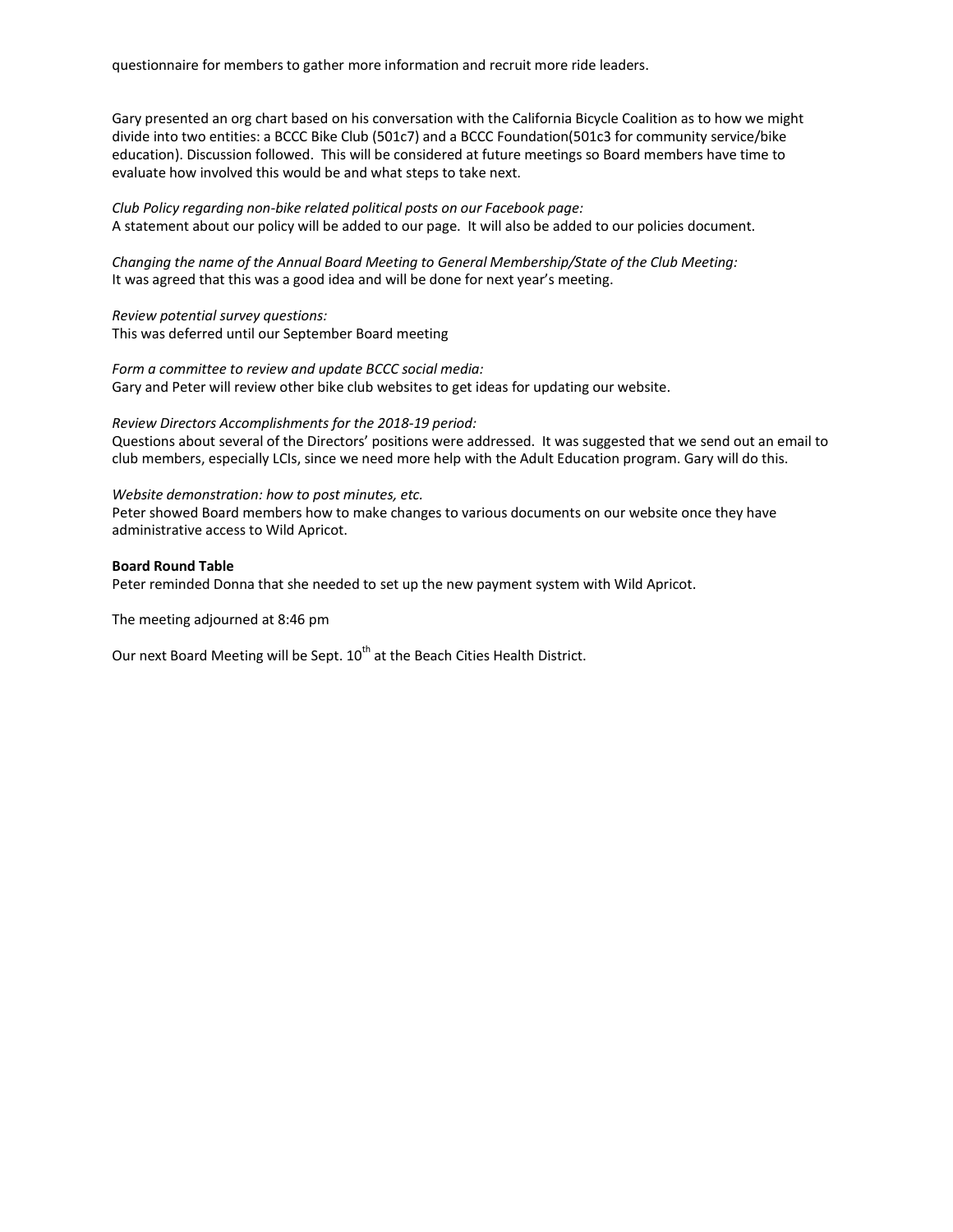questionnaire for members to gather more information and recruit more ride leaders.

Gary presented an org chart based on his conversation with the California Bicycle Coalition as to how we might divide into two entities: a BCCC Bike Club (501c7) and a BCCC Foundation(501c3 for community service/bike education). Discussion followed. This will be considered at future meetings so Board members have time to evaluate how involved this would be and what steps to take next.

*Club Policy regarding non-bike related political posts on our Facebook page:*
A statement about our policy will be added to our page. It will also be added to our policies document.

*Changing the name of the Annual Board Meeting to General Membership/State of the Club Meeting:*
It was agreed that this was a good idea and will be done for next year's meeting.

*Review potential survey questions:*
This was deferred until our September Board meeting

*Form a committee to review and update BCCC social media:*
Gary and Peter will review other bike club websites to get ideas for updating our website.

*Review Directors Accomplishments for the 2018-19 period:*
Questions about several of the Directors' positions were addressed. It was suggested that we send out an email to club members, especially LCIs, since we need more help with the Adult Education program. Gary will do this.

*Website demonstration: how to post minutes, etc.*
Peter showed Board members how to make changes to various documents on our website once they have administrative access to Wild Apricot.

**Board Round Table**
Peter reminded Donna that she needed to set up the new payment system with Wild Apricot.

The meeting adjourned at 8:46 pm

Our next Board Meeting will be Sept. 10th at the Beach Cities Health District.